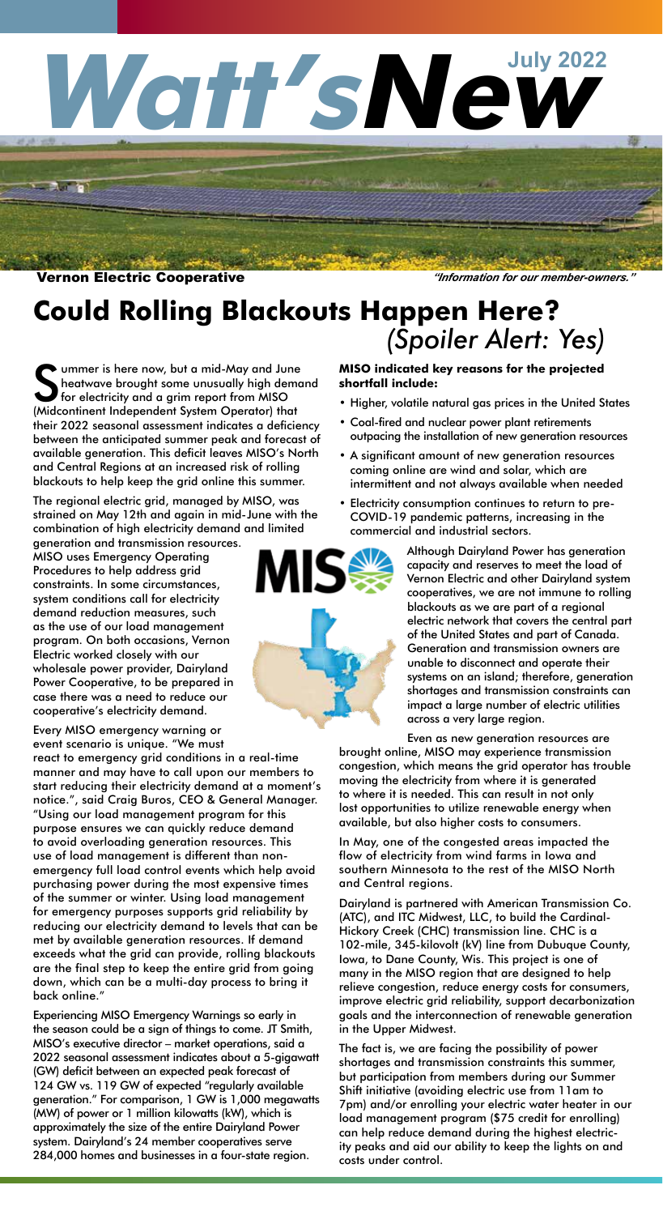# Watt's New

**July 2022**

**Vernon Electric Cooperative** *"Information for our member-owners."*

# Could Rolling Blackouts Happen Here? *(Spoiler Alert: Yes)*

Summer is here now, but a mid-May and June heatwave brought some unusually high demand for electricity and a grim report from MISO (Midcontinent Independent System Operator) that their 2022 seasonal assessment indicates a deficiency between the anticipated summer peak and forecast of available generation. This deficit leaves MISO's North and Central Regions at an increased risk of rolling blackouts to help keep the grid online this summer.

The regional electric grid, managed by MISO, was strained on May 12th and again in mid-June with the combination of high electricity demand and limited generation and transmission resources. MISO uses Emergency Operating Procedures to help address grid constraints. In some circumstances, system conditions call for electricity demand reduction measures, such as the use of our load management program. On both occasions, Vernon Electric worked closely with our wholesale power provider, Dairyland Power Cooperative, to be prepared in case there was a need to reduce our cooperative's electricity demand.

Every MISO emergency warning or event scenario is unique. "We must react to emergency grid conditions in a real-time manner and may have to call upon our members to start reducing their electricity demand at a moment's notice.", said Craig Buros, CEO & General Manager. "Using our load management program for this purpose ensures we can quickly reduce demand to avoid overloading generation resources. This use of load management is different than non-emergency full load control events which help avoid purchasing power during the most expensive times of the summer or winter. Using load management for emergency purposes supports grid reliability by reducing our electricity demand to levels that can be met by available generation resources. If demand exceeds what the grid can provide, rolling blackouts are the final step to keep the entire grid from going down, which can be a multi-day process to bring it back online."

Experiencing MISO Emergency Warnings so early in the season could be a sign of things to come. JT Smith, MISO's executive director – market operations, said a 2022 seasonal assessment indicates about a 5-gigawatt (GW) deficit between an expected peak forecast of 124 GW vs. 119 GW of expected "regularly available generation." For comparison, 1 GW is 1,000 megawatts (MW) of power or 1 million kilowatts (kW), which is approximately the size of the entire Dairyland Power system. Dairyland's 24 member cooperatives serve 284,000 homes and businesses in a four-state region.

**MISO indicated key reasons for the projected shortfall include:**

- Higher, volatile natural gas prices in the United States
- Coal-fired and nuclear power plant retirements outpacing the installation of new generation resources
- A significant amount of new generation resources coming online are wind and solar, which are intermittent and not always available when needed
- Electricity consumption continues to return to pre-COVID-19 pandemic patterns, increasing in the commercial and industrial sectors.

Although Dairyland Power has generation capacity and reserves to meet the load of Vernon Electric and other Dairyland system cooperatives, we are not immune to rolling blackouts as we are part of a regional electric network that covers the central part of the United States and part of Canada. Generation and transmission owners are unable to disconnect and operate their systems on an island; therefore, generation shortages and transmission constraints can impact a large number of electric utilities across a very large region.

Even as new generation resources are brought online, MISO may experience transmission congestion, which means the grid operator has trouble moving the electricity from where it is generated to where it is needed. This can result in not only lost opportunities to utilize renewable energy when available, but also higher costs to consumers.

In May, one of the congested areas impacted the flow of electricity from wind farms in Iowa and southern Minnesota to the rest of the MISO North and Central regions.

Dairyland is partnered with American Transmission Co. (ATC), and ITC Midwest, LLC, to build the Cardinal-Hickory Creek (CHC) transmission line. CHC is a 102-mile, 345-kilovolt (kV) line from Dubuque County, Iowa, to Dane County, Wis. This project is one of many in the MISO region that are designed to help relieve congestion, reduce energy costs for consumers, improve electric grid reliability, support decarbonization goals and the interconnection of renewable generation in the Upper Midwest.

The fact is, we are facing the possibility of power shortages and transmission constraints this summer, but participation from members during our Summer Shift initiative (avoiding electric use from 11am to 7pm) and/or enrolling your electric water heater in our load management program ($75 credit for enrolling) can help reduce demand during the highest electricity peaks and aid our ability to keep the lights on and costs under control.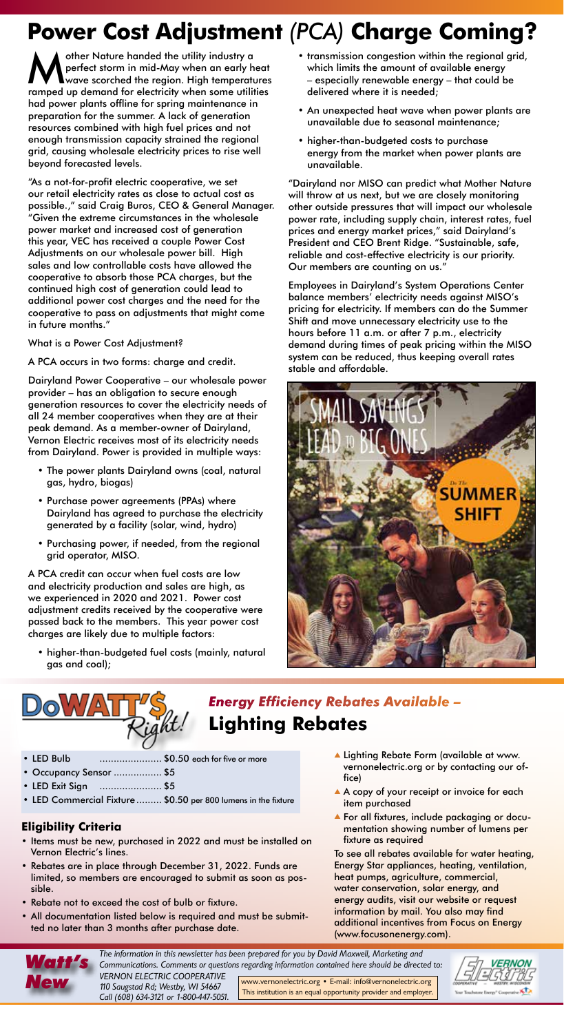# Power Cost Adjustment *(PCA)* Charge Coming?

Mother Nature handed the utility industry a perfect storm in mid-May when an early heat wave scorched the region. High temperatures ramped up demand for electricity when some utilities had power plants offline for spring maintenance in preparation for the summer. A lack of generation resources combined with high fuel prices and not enough transmission capacity strained the regional grid, causing wholesale electricity prices to rise well beyond forecasted levels.

"As a not-for-profit electric cooperative, we set our retail electricity rates as close to actual cost as possible.," said Craig Buros, CEO & General Manager. "Given the extreme circumstances in the wholesale power market and increased cost of generation this year, VEC has received a couple Power Cost Adjustments on our wholesale power bill. High sales and low controllable costs have allowed the cooperative to absorb those PCA charges, but the continued high cost of generation could lead to additional power cost charges and the need for the cooperative to pass on adjustments that might come in future months."

What is a Power Cost Adjustment?

A PCA occurs in two forms: charge and credit.

Dairyland Power Cooperative – our wholesale power provider – has an obligation to secure enough generation resources to cover the electricity needs of all 24 member cooperatives when they are at their peak demand. As a member-owner of Dairyland, Vernon Electric receives most of its electricity needs from Dairyland. Power is provided in multiple ways:

- The power plants Dairyland owns (coal, natural gas, hydro, biogas)
- Purchase power agreements (PPAs) where Dairyland has agreed to purchase the electricity generated by a facility (solar, wind, hydro)
- Purchasing power, if needed, from the regional grid operator, MISO.

A PCA credit can occur when fuel costs are low and electricity production and sales are high, as we experienced in 2020 and 2021. Power cost adjustment credits received by the cooperative were passed back to the members. This year power cost charges are likely due to multiple factors:

- higher-than-budgeted fuel costs (mainly, natural gas and coal);
- transmission congestion within the regional grid, which limits the amount of available energy – especially renewable energy – that could be delivered where it is needed;
- An unexpected heat wave when power plants are unavailable due to seasonal maintenance;
- higher-than-budgeted costs to purchase energy from the market when power plants are unavailable.

"Dairyland nor MISO can predict what Mother Nature will throw at us next, but we are closely monitoring other outside pressures that will impact our wholesale power rate, including supply chain, interest rates, fuel prices and energy market prices," said Dairyland's President and CEO Brent Ridge. "Sustainable, safe, reliable and cost-effective electricity is our priority. Our members are counting on us."

Employees in Dairyland's System Operations Center balance members' electricity needs against MISO's pricing for electricity. If members can do the Summer Shift and move unnecessary electricity use to the hours before 11 a.m. or after 7 p.m., electricity demand during times of peak pricing within the MISO system can be reduced, thus keeping overall rates stable and affordable.

SMALL SAVINGS LEAD TO BIG ONES

Do The SUMMER SHIFT

DoWATT'S Right!

## *Energy Efficiency Rebates Available –* Lighting Rebates

- LED Bulb ...................... $0.50 each for five or more
- Occupancy Sensor ................. $5
- LED Exit Sign ...................... $5
- LED Commercial Fixture......... $0.50 per 800 lumens in the fixture

### Eligibility Criteria

- Items must be new, purchased in 2022 and must be installed on Vernon Electric's lines.
- Rebates are in place through December 31, 2022. Funds are limited, so members are encouraged to submit as soon as possible.
- Rebate not to exceed the cost of bulb or fixture.
- All documentation listed below is required and must be submitted no later than 3 months after purchase date.

- Lighting Rebate Form (available at www.vernonelectric.org or by contacting our office)
- A copy of your receipt or invoice for each item purchased
- For all fixtures, include packaging or documentation showing number of lumens per fixture as required

To see all rebates available for water heating, Energy Star appliances, heating, ventilation, heat pumps, agriculture, commercial, water conservation, solar energy, and energy audits, visit our website or request information by mail. You also may find additional incentives from Focus on Energy (www.focusonenergy.com).

Watt's New

*The information in this newsletter has been prepared for you by David Maxwell, Marketing and Communications. Comments or questions regarding information contained here should be directed to:*
*VERNON ELECTRIC COOPERATIVE*
*110 Saugstad Rd; Westby, WI 54667*
*Call (608) 634-3121 or 1-800-447-5051.*

www.vernonelectric.org • E-mail: info@vernonelectric.org
This institution is an equal opportunity provider and employer.

VERNON Electric COOPERATIVE – WESTBY, WISCONSIN
Your Touchstone Energy® Cooperative